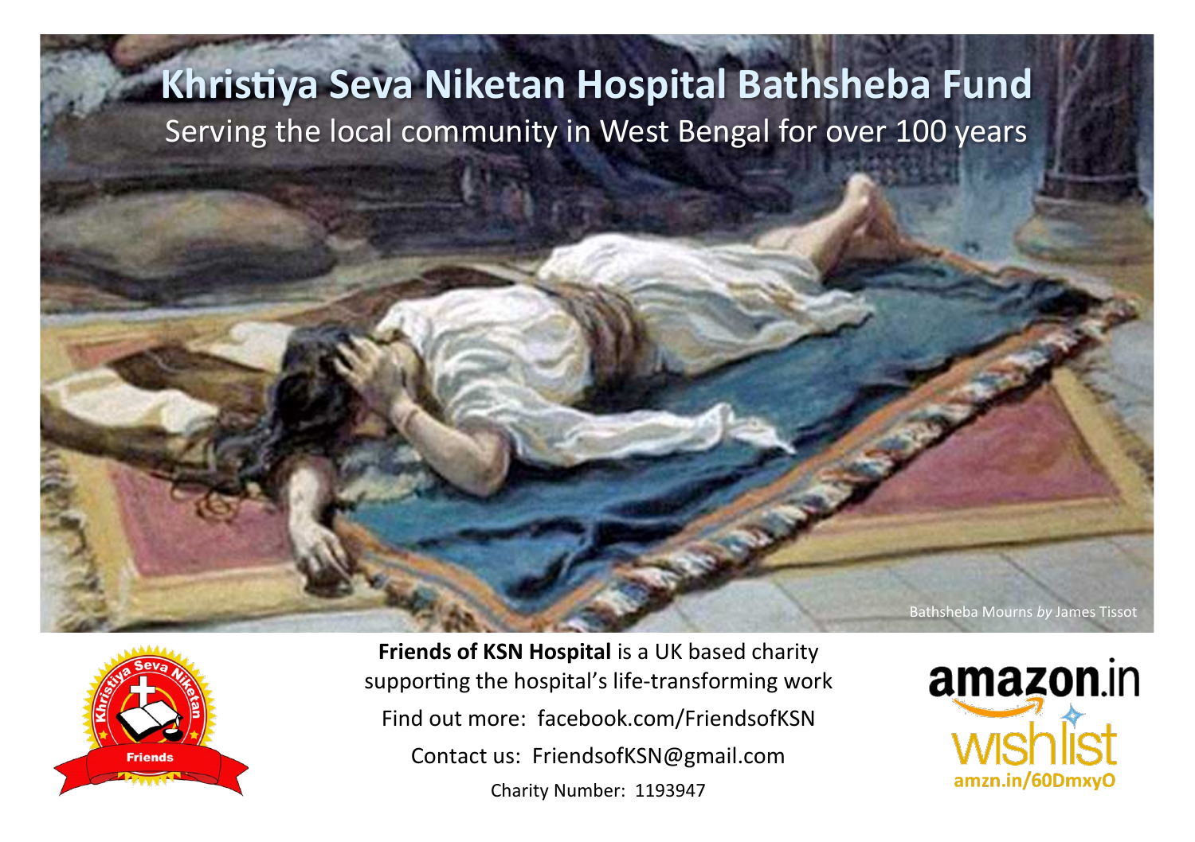# Khristiya Seva Niketan Hospital Bathsheba Fund

Serving the local community in West Bengal for over 100 years

Bathsheba Mourns *by* James Tissot

**Friends of KSN Hospital** is a UK based charity supporting the hospital's life-transforming work

Find out more: facebook.com/FriendsofKSN

Contact us: FriendsofKSN@gmail.com

Charity Number: 1193947

amazon.in wishlist amzn.in/60DmxyO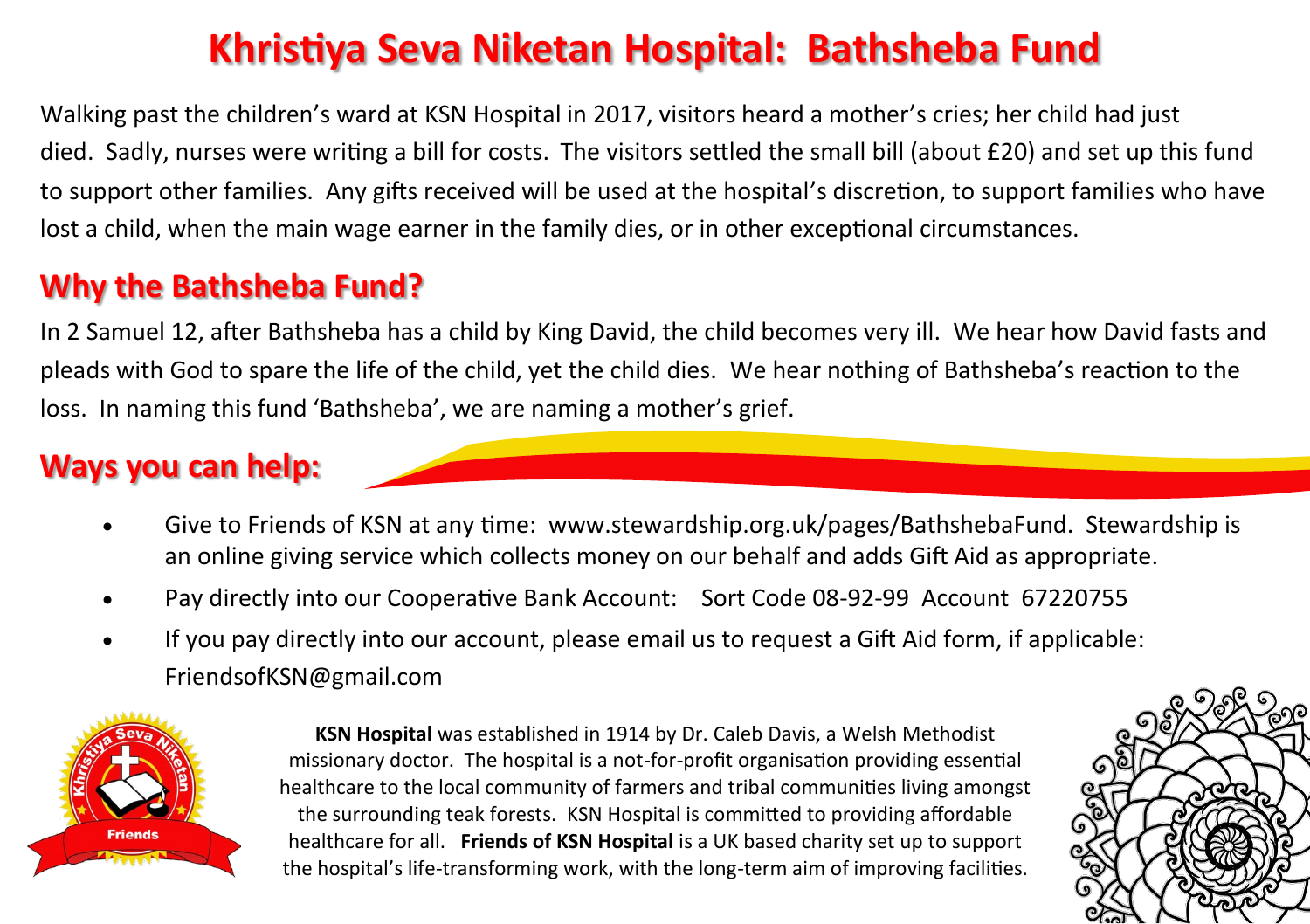# Khristiya Seva Niketan Hospital: Bathsheba Fund

Walking past the children's ward at KSN Hospital in 2017, visitors heard a mother's cries; her child had just died. Sadly, nurses were writing a bill for costs. The visitors settled the small bill (about £20) and set up this fund to support other families. Any gifts received will be used at the hospital's discretion, to support families who have lost a child, when the main wage earner in the family dies, or in other exceptional circumstances.

## Why the Bathsheba Fund?

In 2 Samuel 12, after Bathsheba has a child by King David, the child becomes very ill. We hear how David fasts and pleads with God to spare the life of the child, yet the child dies. We hear nothing of Bathsheba's reaction to the loss. In naming this fund 'Bathsheba', we are naming a mother's grief.

## Ways you can help:

- Give to Friends of KSN at any time: www.stewardship.org.uk/pages/BathshebaFund. Stewardship is an online giving service which collects money on our behalf and adds Gift Aid as appropriate.
- Pay directly into our Cooperative Bank Account: Sort Code 08-92-99 Account 67220755
- If you pay directly into our account, please email us to request a Gift Aid form, if applicable: FriendsofKSN@gmail.com

Khristiya Seva Niketan
Friends

**KSN Hospital** was established in 1914 by Dr. Caleb Davis, a Welsh Methodist missionary doctor. The hospital is a not-for-profit organisation providing essential healthcare to the local community of farmers and tribal communities living amongst the surrounding teak forests. KSN Hospital is committed to providing affordable healthcare for all. **Friends of KSN Hospital** is a UK based charity set up to support the hospital's life-transforming work, with the long-term aim of improving facilities.